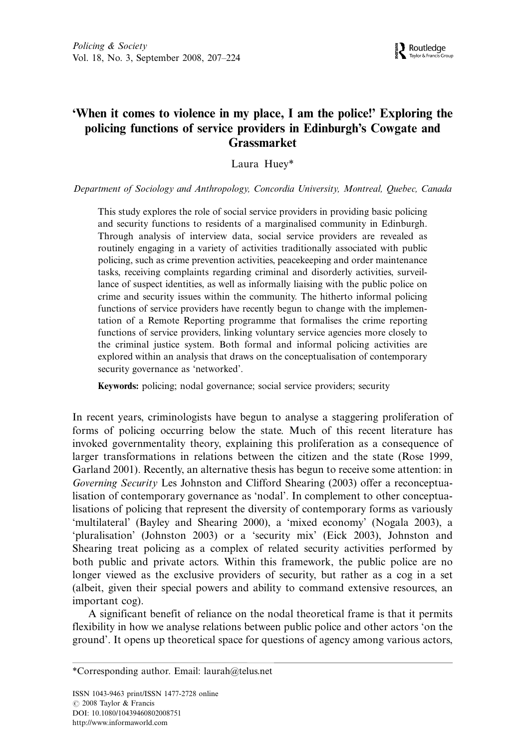# 'When it comes to violence in my place, I am the police!' Exploring the policing functions of service providers in Edinburgh's Cowgate and Grassmarket

Laura Huey*

*Department of Sociology and Anthropology, Concordia University, Montreal, Quebec, Canada*

This study explores the role of social service providers in providing basic policing and security functions to residents of a marginalised community in Edinburgh. Through analysis of interview data, social service providers are revealed as routinely engaging in a variety of activities traditionally associated with public policing, such as crime prevention activities, peacekeeping and order maintenance tasks, receiving complaints regarding criminal and disorderly activities, surveillance of suspect identities, as well as informally liaising with the public police on crime and security issues within the community. The hitherto informal policing functions of service providers have recently begun to change with the implementation of a Remote Reporting programme that formalises the crime reporting functions of service providers, linking voluntary service agencies more closely to the criminal justice system. Both formal and informal policing activities are explored within an analysis that draws on the conceptualisation of contemporary security governance as 'networked'.

**Keywords:** policing; nodal governance; social service providers; security

In recent years, criminologists have begun to analyse a staggering proliferation of forms of policing occurring below the state. Much of this recent literature has invoked governmentality theory, explaining this proliferation as a consequence of larger transformations in relations between the citizen and the state (Rose 1999, Garland 2001). Recently, an alternative thesis has begun to receive some attention: in *Governing Security* Les Johnston and Clifford Shearing (2003) offer a reconceptualisation of contemporary governance as 'nodal'. In complement to other conceptualisations of policing that represent the diversity of contemporary forms as variously 'multilateral' (Bayley and Shearing 2000), a 'mixed economy' (Nogala 2003), a 'pluralisation' (Johnston 2003) or a 'security mix' (Eick 2003), Johnston and Shearing treat policing as a complex of related security activities performed by both public and private actors. Within this framework, the public police are no longer viewed as the exclusive providers of security, but rather as a cog in a set (albeit, given their special powers and ability to command extensive resources, an important cog).

A significant benefit of reliance on the nodal theoretical frame is that it permits flexibility in how we analyse relations between public police and other actors 'on the ground'. It opens up theoretical space for questions of agency among various actors,

*Corresponding author. Email: laurah@telus.net

ISSN 1043-9463 print/ISSN 1477-2728 online
© 2008 Taylor & Francis
DOI: 10.1080/10439460802008751
http://www.informaworld.com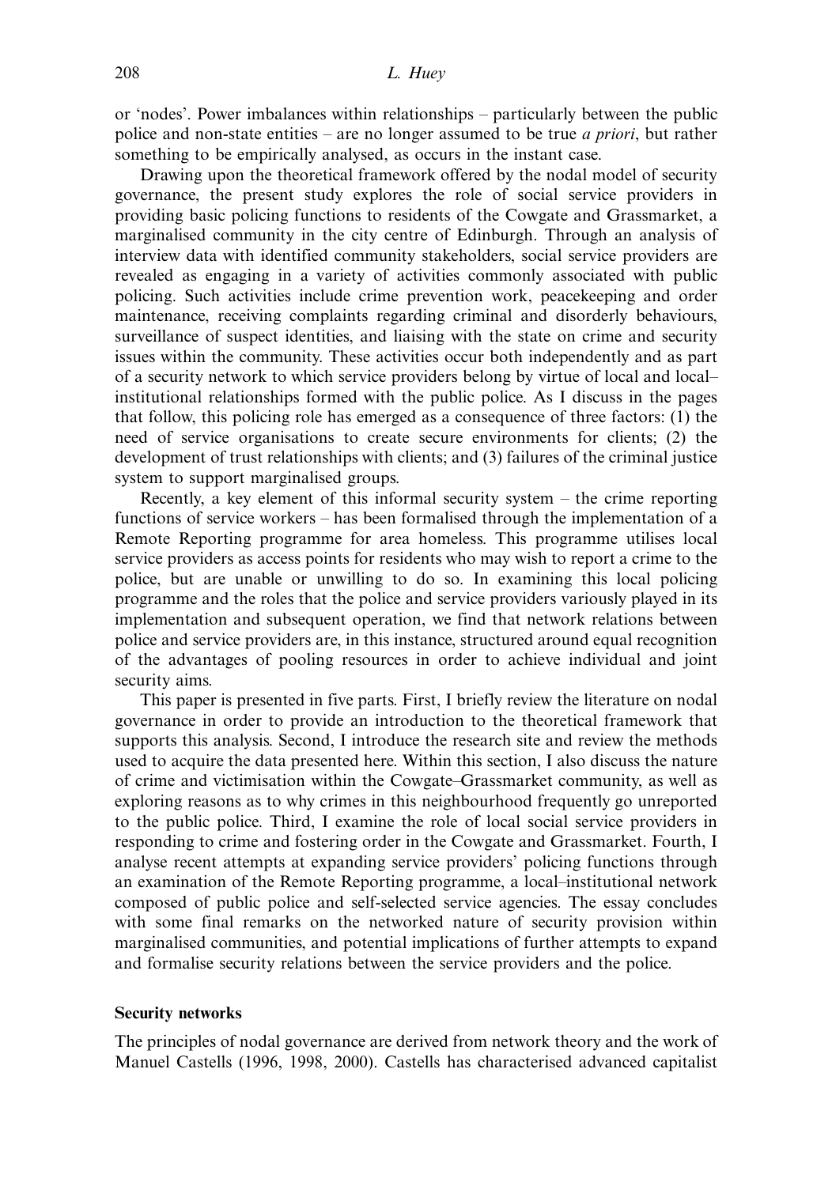or 'nodes'. Power imbalances within relationships – particularly between the public police and non-state entities – are no longer assumed to be true *a priori*, but rather something to be empirically analysed, as occurs in the instant case.

Drawing upon the theoretical framework offered by the nodal model of security governance, the present study explores the role of social service providers in providing basic policing functions to residents of the Cowgate and Grassmarket, a marginalised community in the city centre of Edinburgh. Through an analysis of interview data with identified community stakeholders, social service providers are revealed as engaging in a variety of activities commonly associated with public policing. Such activities include crime prevention work, peacekeeping and order maintenance, receiving complaints regarding criminal and disorderly behaviours, surveillance of suspect identities, and liaising with the state on crime and security issues within the community. These activities occur both independently and as part of a security network to which service providers belong by virtue of local and local–institutional relationships formed with the public police. As I discuss in the pages that follow, this policing role has emerged as a consequence of three factors: (1) the need of service organisations to create secure environments for clients; (2) the development of trust relationships with clients; and (3) failures of the criminal justice system to support marginalised groups.

Recently, a key element of this informal security system – the crime reporting functions of service workers – has been formalised through the implementation of a Remote Reporting programme for area homeless. This programme utilises local service providers as access points for residents who may wish to report a crime to the police, but are unable or unwilling to do so. In examining this local policing programme and the roles that the police and service providers variously played in its implementation and subsequent operation, we find that network relations between police and service providers are, in this instance, structured around equal recognition of the advantages of pooling resources in order to achieve individual and joint security aims.

This paper is presented in five parts. First, I briefly review the literature on nodal governance in order to provide an introduction to the theoretical framework that supports this analysis. Second, I introduce the research site and review the methods used to acquire the data presented here. Within this section, I also discuss the nature of crime and victimisation within the Cowgate–Grassmarket community, as well as exploring reasons as to why crimes in this neighbourhood frequently go unreported to the public police. Third, I examine the role of local social service providers in responding to crime and fostering order in the Cowgate and Grassmarket. Fourth, I analyse recent attempts at expanding service providers' policing functions through an examination of the Remote Reporting programme, a local–institutional network composed of public police and self-selected service agencies. The essay concludes with some final remarks on the networked nature of security provision within marginalised communities, and potential implications of further attempts to expand and formalise security relations between the service providers and the police.

## Security networks

The principles of nodal governance are derived from network theory and the work of Manuel Castells (1996, 1998, 2000). Castells has characterised advanced capitalist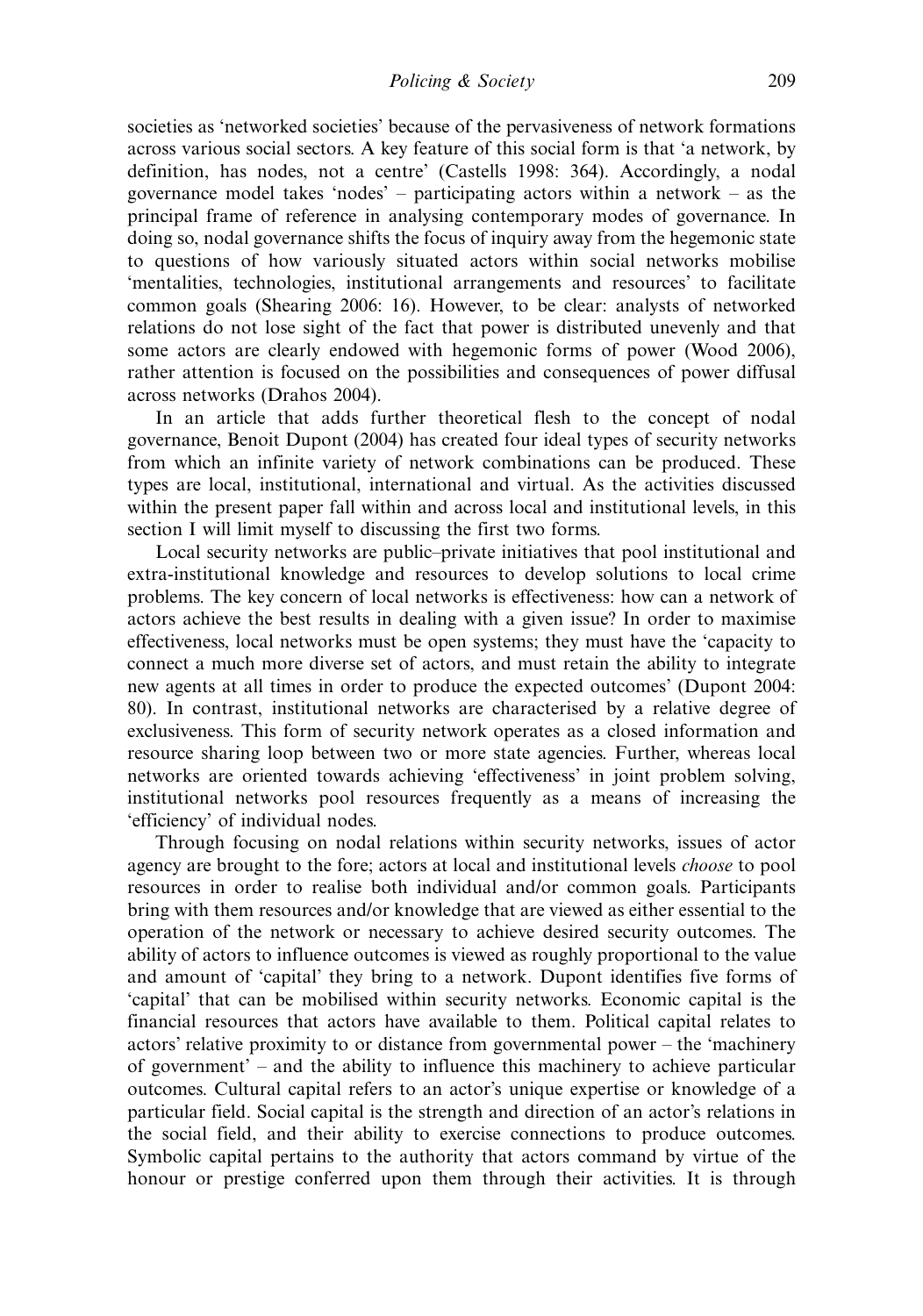societies as 'networked societies' because of the pervasiveness of network formations across various social sectors. A key feature of this social form is that 'a network, by definition, has nodes, not a centre' (Castells 1998: 364). Accordingly, a nodal governance model takes 'nodes' – participating actors within a network – as the principal frame of reference in analysing contemporary modes of governance. In doing so, nodal governance shifts the focus of inquiry away from the hegemonic state to questions of how variously situated actors within social networks mobilise 'mentalities, technologies, institutional arrangements and resources' to facilitate common goals (Shearing 2006: 16). However, to be clear: analysts of networked relations do not lose sight of the fact that power is distributed unevenly and that some actors are clearly endowed with hegemonic forms of power (Wood 2006), rather attention is focused on the possibilities and consequences of power diffusal across networks (Drahos 2004).

In an article that adds further theoretical flesh to the concept of nodal governance, Benoit Dupont (2004) has created four ideal types of security networks from which an infinite variety of network combinations can be produced. These types are local, institutional, international and virtual. As the activities discussed within the present paper fall within and across local and institutional levels, in this section I will limit myself to discussing the first two forms.

Local security networks are public–private initiatives that pool institutional and extra-institutional knowledge and resources to develop solutions to local crime problems. The key concern of local networks is effectiveness: how can a network of actors achieve the best results in dealing with a given issue? In order to maximise effectiveness, local networks must be open systems; they must have the 'capacity to connect a much more diverse set of actors, and must retain the ability to integrate new agents at all times in order to produce the expected outcomes' (Dupont 2004: 80). In contrast, institutional networks are characterised by a relative degree of exclusiveness. This form of security network operates as a closed information and resource sharing loop between two or more state agencies. Further, whereas local networks are oriented towards achieving 'effectiveness' in joint problem solving, institutional networks pool resources frequently as a means of increasing the 'efficiency' of individual nodes.

Through focusing on nodal relations within security networks, issues of actor agency are brought to the fore; actors at local and institutional levels *choose* to pool resources in order to realise both individual and/or common goals. Participants bring with them resources and/or knowledge that are viewed as either essential to the operation of the network or necessary to achieve desired security outcomes. The ability of actors to influence outcomes is viewed as roughly proportional to the value and amount of 'capital' they bring to a network. Dupont identifies five forms of 'capital' that can be mobilised within security networks. Economic capital is the financial resources that actors have available to them. Political capital relates to actors' relative proximity to or distance from governmental power – the 'machinery of government' – and the ability to influence this machinery to achieve particular outcomes. Cultural capital refers to an actor's unique expertise or knowledge of a particular field. Social capital is the strength and direction of an actor's relations in the social field, and their ability to exercise connections to produce outcomes. Symbolic capital pertains to the authority that actors command by virtue of the honour or prestige conferred upon them through their activities. It is through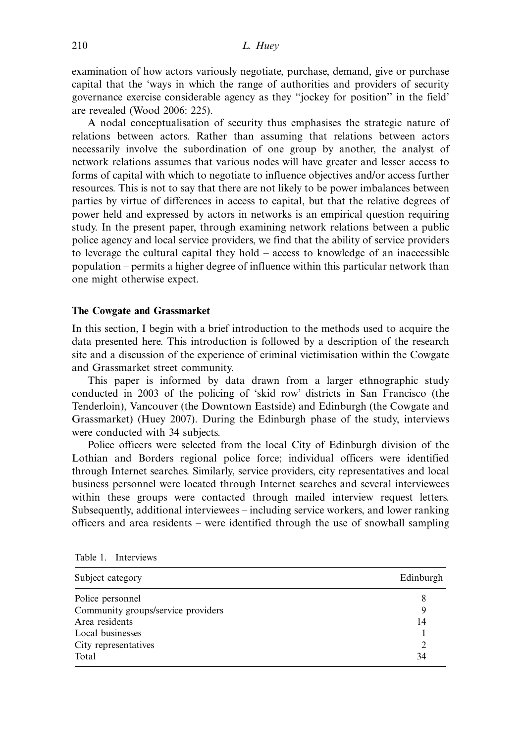examination of how actors variously negotiate, purchase, demand, give or purchase capital that the 'ways in which the range of authorities and providers of security governance exercise considerable agency as they "jockey for position" in the field' are revealed (Wood 2006: 225).

A nodal conceptualisation of security thus emphasises the strategic nature of relations between actors. Rather than assuming that relations between actors necessarily involve the subordination of one group by another, the analyst of network relations assumes that various nodes will have greater and lesser access to forms of capital with which to negotiate to influence objectives and/or access further resources. This is not to say that there are not likely to be power imbalances between parties by virtue of differences in access to capital, but that the relative degrees of power held and expressed by actors in networks is an empirical question requiring study. In the present paper, through examining network relations between a public police agency and local service providers, we find that the ability of service providers to leverage the cultural capital they hold – access to knowledge of an inaccessible population – permits a higher degree of influence within this particular network than one might otherwise expect.

## The Cowgate and Grassmarket

In this section, I begin with a brief introduction to the methods used to acquire the data presented here. This introduction is followed by a description of the research site and a discussion of the experience of criminal victimisation within the Cowgate and Grassmarket street community.

This paper is informed by data drawn from a larger ethnographic study conducted in 2003 of the policing of 'skid row' districts in San Francisco (the Tenderloin), Vancouver (the Downtown Eastside) and Edinburgh (the Cowgate and Grassmarket) (Huey 2007). During the Edinburgh phase of the study, interviews were conducted with 34 subjects.

Police officers were selected from the local City of Edinburgh division of the Lothian and Borders regional police force; individual officers were identified through Internet searches. Similarly, service providers, city representatives and local business personnel were located through Internet searches and several interviewees within these groups were contacted through mailed interview request letters. Subsequently, additional interviewees – including service workers, and lower ranking officers and area residents – were identified through the use of snowball sampling

Table 1. Interviews

| Subject category | Edinburgh |
|---|---|
| Police personnel | 8 |
| Community groups/service providers | 9 |
| Area residents | 14 |
| Local businesses | 1 |
| City representatives | 2 |
| Total | 34 |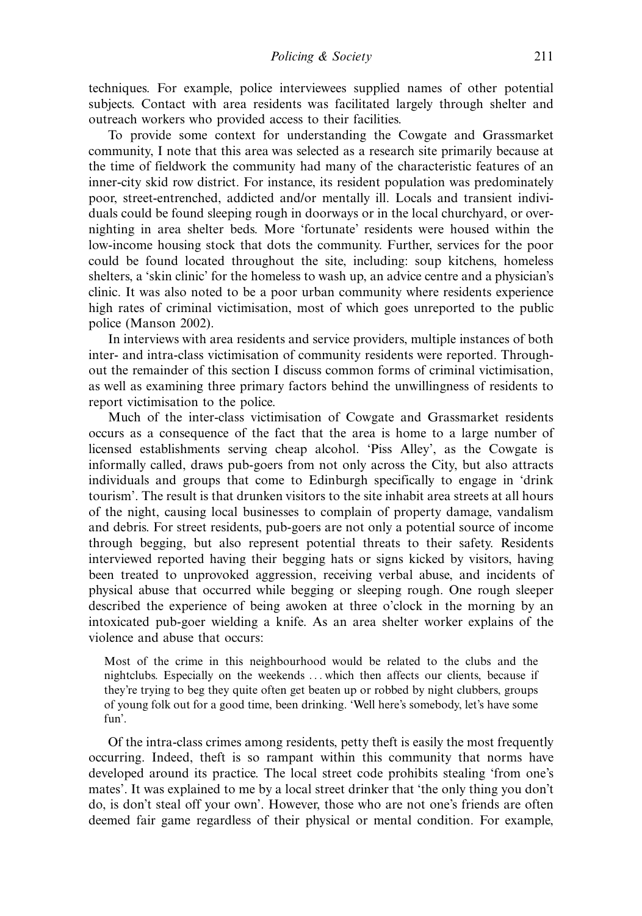techniques. For example, police interviewees supplied names of other potential subjects. Contact with area residents was facilitated largely through shelter and outreach workers who provided access to their facilities.

To provide some context for understanding the Cowgate and Grassmarket community, I note that this area was selected as a research site primarily because at the time of fieldwork the community had many of the characteristic features of an inner-city skid row district. For instance, its resident population was predominately poor, street-entrenched, addicted and/or mentally ill. Locals and transient individuals could be found sleeping rough in doorways or in the local churchyard, or overnighting in area shelter beds. More 'fortunate' residents were housed within the low-income housing stock that dots the community. Further, services for the poor could be found located throughout the site, including: soup kitchens, homeless shelters, a 'skin clinic' for the homeless to wash up, an advice centre and a physician's clinic. It was also noted to be a poor urban community where residents experience high rates of criminal victimisation, most of which goes unreported to the public police (Manson 2002).

In interviews with area residents and service providers, multiple instances of both inter- and intra-class victimisation of community residents were reported. Throughout the remainder of this section I discuss common forms of criminal victimisation, as well as examining three primary factors behind the unwillingness of residents to report victimisation to the police.

Much of the inter-class victimisation of Cowgate and Grassmarket residents occurs as a consequence of the fact that the area is home to a large number of licensed establishments serving cheap alcohol. 'Piss Alley', as the Cowgate is informally called, draws pub-goers from not only across the City, but also attracts individuals and groups that come to Edinburgh specifically to engage in 'drink tourism'. The result is that drunken visitors to the site inhabit area streets at all hours of the night, causing local businesses to complain of property damage, vandalism and debris. For street residents, pub-goers are not only a potential source of income through begging, but also represent potential threats to their safety. Residents interviewed reported having their begging hats or signs kicked by visitors, having been treated to unprovoked aggression, receiving verbal abuse, and incidents of physical abuse that occurred while begging or sleeping rough. One rough sleeper described the experience of being awoken at three o'clock in the morning by an intoxicated pub-goer wielding a knife. As an area shelter worker explains of the violence and abuse that occurs:

> Most of the crime in this neighbourhood would be related to the clubs and the nightclubs. Especially on the weekends . . . which then affects our clients, because if they're trying to beg they quite often get beaten up or robbed by night clubbers, groups of young folk out for a good time, been drinking. 'Well here's somebody, let's have some fun'.

Of the intra-class crimes among residents, petty theft is easily the most frequently occurring. Indeed, theft is so rampant within this community that norms have developed around its practice. The local street code prohibits stealing 'from one's mates'. It was explained to me by a local street drinker that 'the only thing you don't do, is don't steal off your own'. However, those who are not one's friends are often deemed fair game regardless of their physical or mental condition. For example,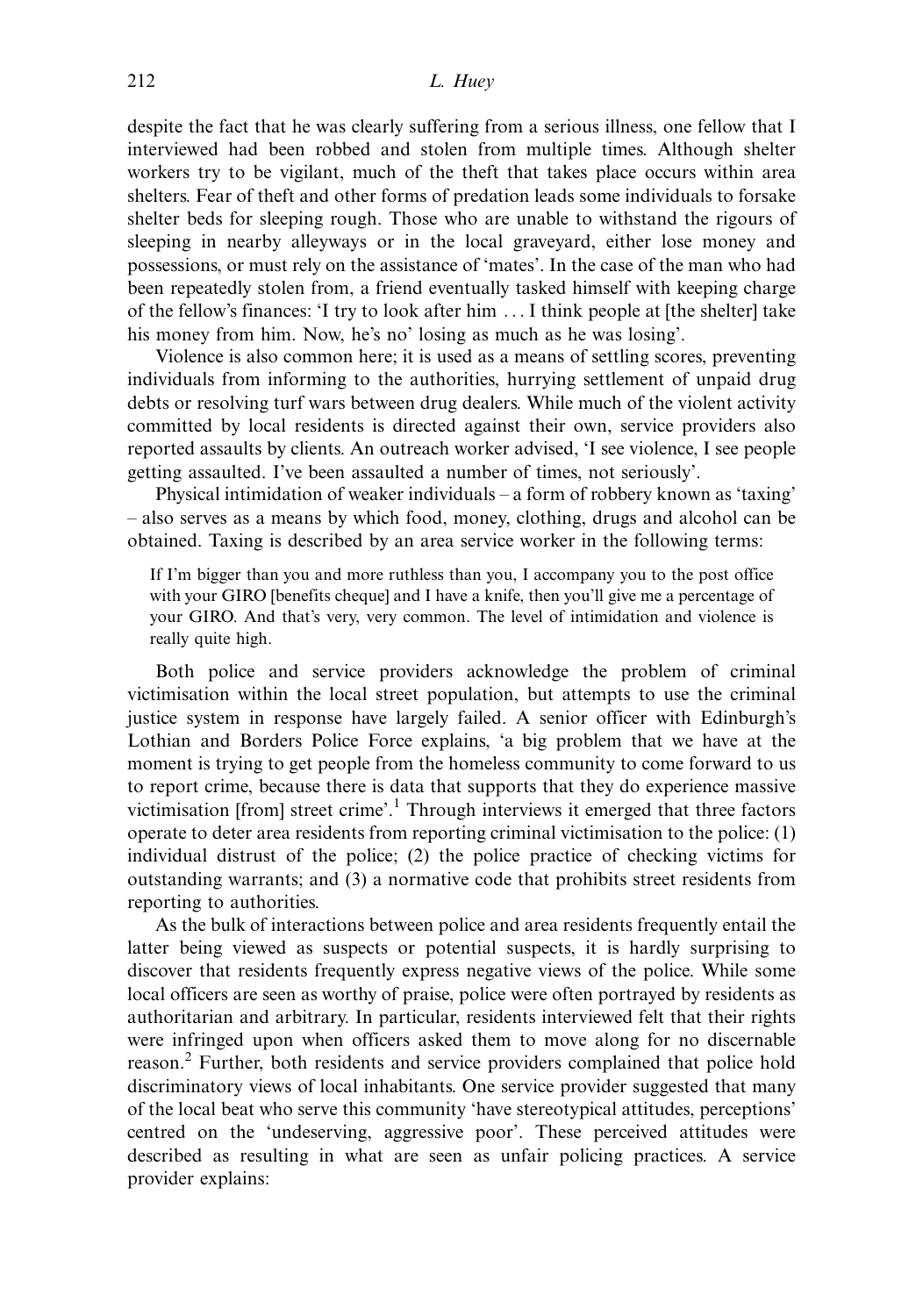despite the fact that he was clearly suffering from a serious illness, one fellow that I interviewed had been robbed and stolen from multiple times. Although shelter workers try to be vigilant, much of the theft that takes place occurs within area shelters. Fear of theft and other forms of predation leads some individuals to forsake shelter beds for sleeping rough. Those who are unable to withstand the rigours of sleeping in nearby alleyways or in the local graveyard, either lose money and possessions, or must rely on the assistance of 'mates'. In the case of the man who had been repeatedly stolen from, a friend eventually tasked himself with keeping charge of the fellow's finances: 'I try to look after him ... I think people at [the shelter] take his money from him. Now, he's no' losing as much as he was losing'.

Violence is also common here; it is used as a means of settling scores, preventing individuals from informing to the authorities, hurrying settlement of unpaid drug debts or resolving turf wars between drug dealers. While much of the violent activity committed by local residents is directed against their own, service providers also reported assaults by clients. An outreach worker advised, 'I see violence, I see people getting assaulted. I've been assaulted a number of times, not seriously'.

Physical intimidation of weaker individuals – a form of robbery known as 'taxing' – also serves as a means by which food, money, clothing, drugs and alcohol can be obtained. Taxing is described by an area service worker in the following terms:

> If I'm bigger than you and more ruthless than you, I accompany you to the post office with your GIRO [benefits cheque] and I have a knife, then you'll give me a percentage of your GIRO. And that's very, very common. The level of intimidation and violence is really quite high.

Both police and service providers acknowledge the problem of criminal victimisation within the local street population, but attempts to use the criminal justice system in response have largely failed. A senior officer with Edinburgh's Lothian and Borders Police Force explains, 'a big problem that we have at the moment is trying to get people from the homeless community to come forward to us to report crime, because there is data that supports that they do experience massive victimisation [from] street crime'.[1] Through interviews it emerged that three factors operate to deter area residents from reporting criminal victimisation to the police: (1) individual distrust of the police; (2) the police practice of checking victims for outstanding warrants; and (3) a normative code that prohibits street residents from reporting to authorities.

As the bulk of interactions between police and area residents frequently entail the latter being viewed as suspects or potential suspects, it is hardly surprising to discover that residents frequently express negative views of the police. While some local officers are seen as worthy of praise, police were often portrayed by residents as authoritarian and arbitrary. In particular, residents interviewed felt that their rights were infringed upon when officers asked them to move along for no discernable reason.[2] Further, both residents and service providers complained that police hold discriminatory views of local inhabitants. One service provider suggested that many of the local beat who serve this community 'have stereotypical attitudes, perceptions' centred on the 'undeserving, aggressive poor'. These perceived attitudes were described as resulting in what are seen as unfair policing practices. A service provider explains: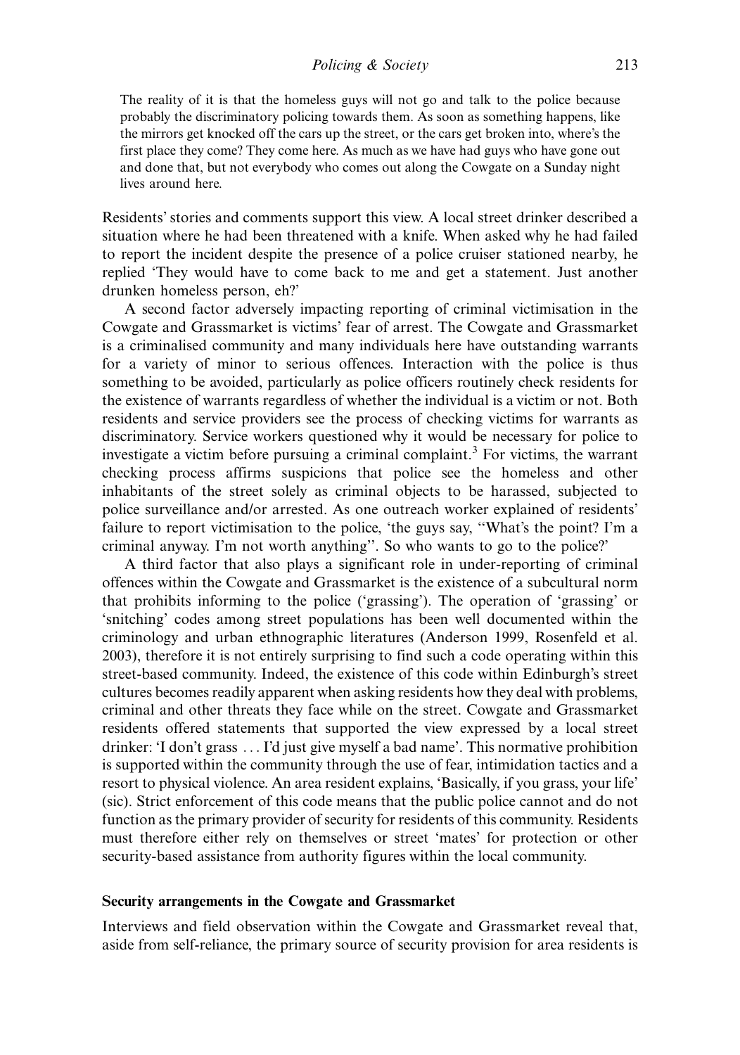> The reality of it is that the homeless guys will not go and talk to the police because probably the discriminatory policing towards them. As soon as something happens, like the mirrors get knocked off the cars up the street, or the cars get broken into, where's the first place they come? They come here. As much as we have had guys who have gone out and done that, but not everybody who comes out along the Cowgate on a Sunday night lives around here.

Residents' stories and comments support this view. A local street drinker described a situation where he had been threatened with a knife. When asked why he had failed to report the incident despite the presence of a police cruiser stationed nearby, he replied 'They would have to come back to me and get a statement. Just another drunken homeless person, eh?'

A second factor adversely impacting reporting of criminal victimisation in the Cowgate and Grassmarket is victims' fear of arrest. The Cowgate and Grassmarket is a criminalised community and many individuals here have outstanding warrants for a variety of minor to serious offences. Interaction with the police is thus something to be avoided, particularly as police officers routinely check residents for the existence of warrants regardless of whether the individual is a victim or not. Both residents and service providers see the process of checking victims for warrants as discriminatory. Service workers questioned why it would be necessary for police to investigate a victim before pursuing a criminal complaint.[3] For victims, the warrant checking process affirms suspicions that police see the homeless and other inhabitants of the street solely as criminal objects to be harassed, subjected to police surveillance and/or arrested. As one outreach worker explained of residents' failure to report victimisation to the police, 'the guys say, "What's the point? I'm a criminal anyway. I'm not worth anything". So who wants to go to the police?'

A third factor that also plays a significant role in under-reporting of criminal offences within the Cowgate and Grassmarket is the existence of a subcultural norm that prohibits informing to the police ('grassing'). The operation of 'grassing' or 'snitching' codes among street populations has been well documented within the criminology and urban ethnographic literatures (Anderson 1999, Rosenfeld et al. 2003), therefore it is not entirely surprising to find such a code operating within this street-based community. Indeed, the existence of this code within Edinburgh's street cultures becomes readily apparent when asking residents how they deal with problems, criminal and other threats they face while on the street. Cowgate and Grassmarket residents offered statements that supported the view expressed by a local street drinker: 'I don't grass ... I'd just give myself a bad name'. This normative prohibition is supported within the community through the use of fear, intimidation tactics and a resort to physical violence. An area resident explains, 'Basically, if you grass, your life' (sic). Strict enforcement of this code means that the public police cannot and do not function as the primary provider of security for residents of this community. Residents must therefore either rely on themselves or street 'mates' for protection or other security-based assistance from authority figures within the local community.

### Security arrangements in the Cowgate and Grassmarket

Interviews and field observation within the Cowgate and Grassmarket reveal that, aside from self-reliance, the primary source of security provision for area residents is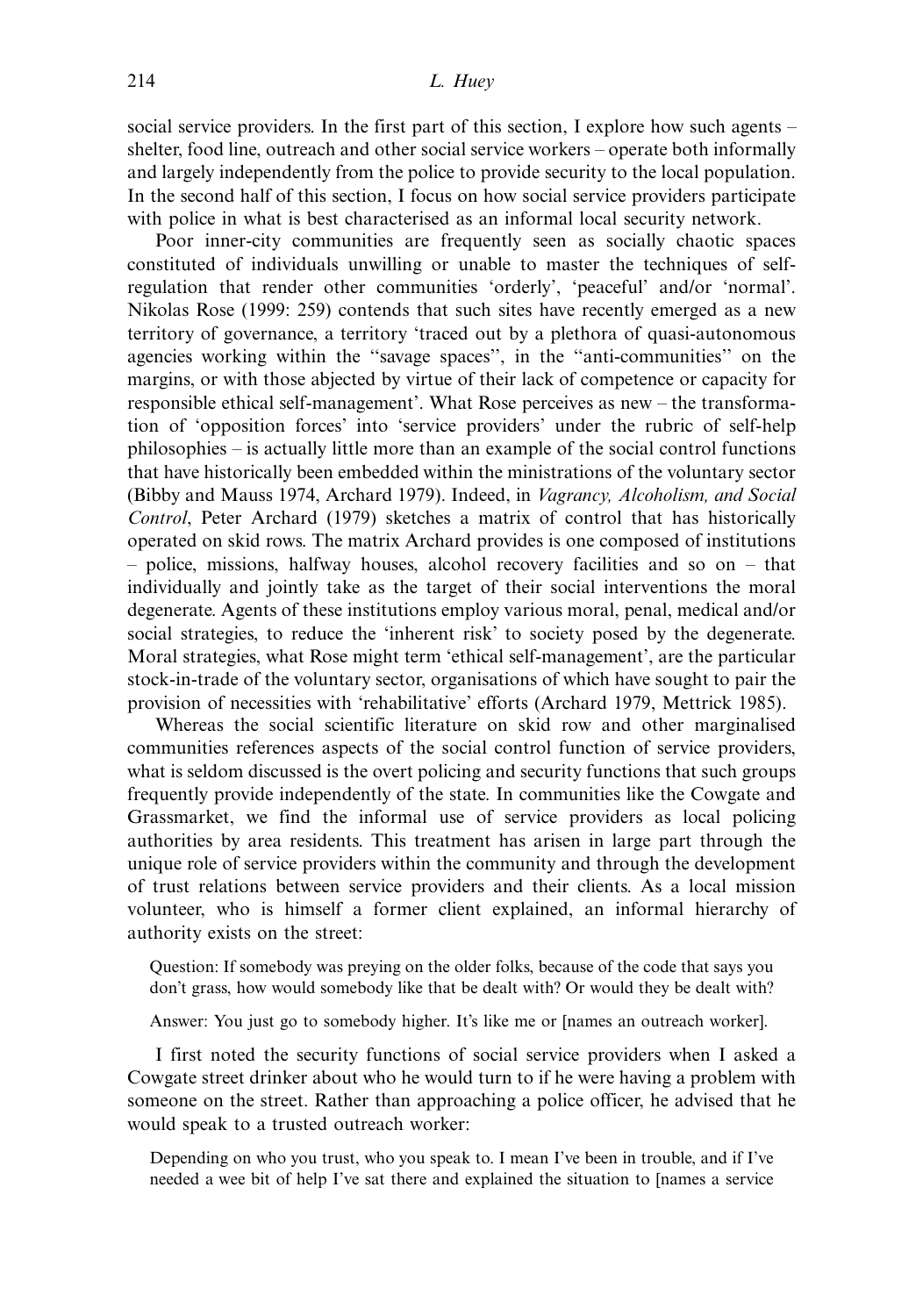social service providers. In the first part of this section, I explore how such agents – shelter, food line, outreach and other social service workers – operate both informally and largely independently from the police to provide security to the local population. In the second half of this section, I focus on how social service providers participate with police in what is best characterised as an informal local security network.

Poor inner-city communities are frequently seen as socially chaotic spaces constituted of individuals unwilling or unable to master the techniques of self-regulation that render other communities 'orderly', 'peaceful' and/or 'normal'. Nikolas Rose (1999: 259) contends that such sites have recently emerged as a new territory of governance, a territory 'traced out by a plethora of quasi-autonomous agencies working within the "savage spaces", in the "anti-communities" on the margins, or with those abjected by virtue of their lack of competence or capacity for responsible ethical self-management'. What Rose perceives as new – the transformation of 'opposition forces' into 'service providers' under the rubric of self-help philosophies – is actually little more than an example of the social control functions that have historically been embedded within the ministrations of the voluntary sector (Bibby and Mauss 1974, Archard 1979). Indeed, in *Vagrancy, Alcoholism, and Social Control*, Peter Archard (1979) sketches a matrix of control that has historically operated on skid rows. The matrix Archard provides is one composed of institutions – police, missions, halfway houses, alcohol recovery facilities and so on – that individually and jointly take as the target of their social interventions the moral degenerate. Agents of these institutions employ various moral, penal, medical and/or social strategies, to reduce the 'inherent risk' to society posed by the degenerate. Moral strategies, what Rose might term 'ethical self-management', are the particular stock-in-trade of the voluntary sector, organisations of which have sought to pair the provision of necessities with 'rehabilitative' efforts (Archard 1979, Mettrick 1985).

Whereas the social scientific literature on skid row and other marginalised communities references aspects of the social control function of service providers, what is seldom discussed is the overt policing and security functions that such groups frequently provide independently of the state. In communities like the Cowgate and Grassmarket, we find the informal use of service providers as local policing authorities by area residents. This treatment has arisen in large part through the unique role of service providers within the community and through the development of trust relations between service providers and their clients. As a local mission volunteer, who is himself a former client explained, an informal hierarchy of authority exists on the street:

> Question: If somebody was preying on the older folks, because of the code that says you don't grass, how would somebody like that be dealt with? Or would they be dealt with?
>
> Answer: You just go to somebody higher. It's like me or [names an outreach worker].

I first noted the security functions of social service providers when I asked a Cowgate street drinker about who he would turn to if he were having a problem with someone on the street. Rather than approaching a police officer, he advised that he would speak to a trusted outreach worker:

> Depending on who you trust, who you speak to. I mean I've been in trouble, and if I've needed a wee bit of help I've sat there and explained the situation to [names a service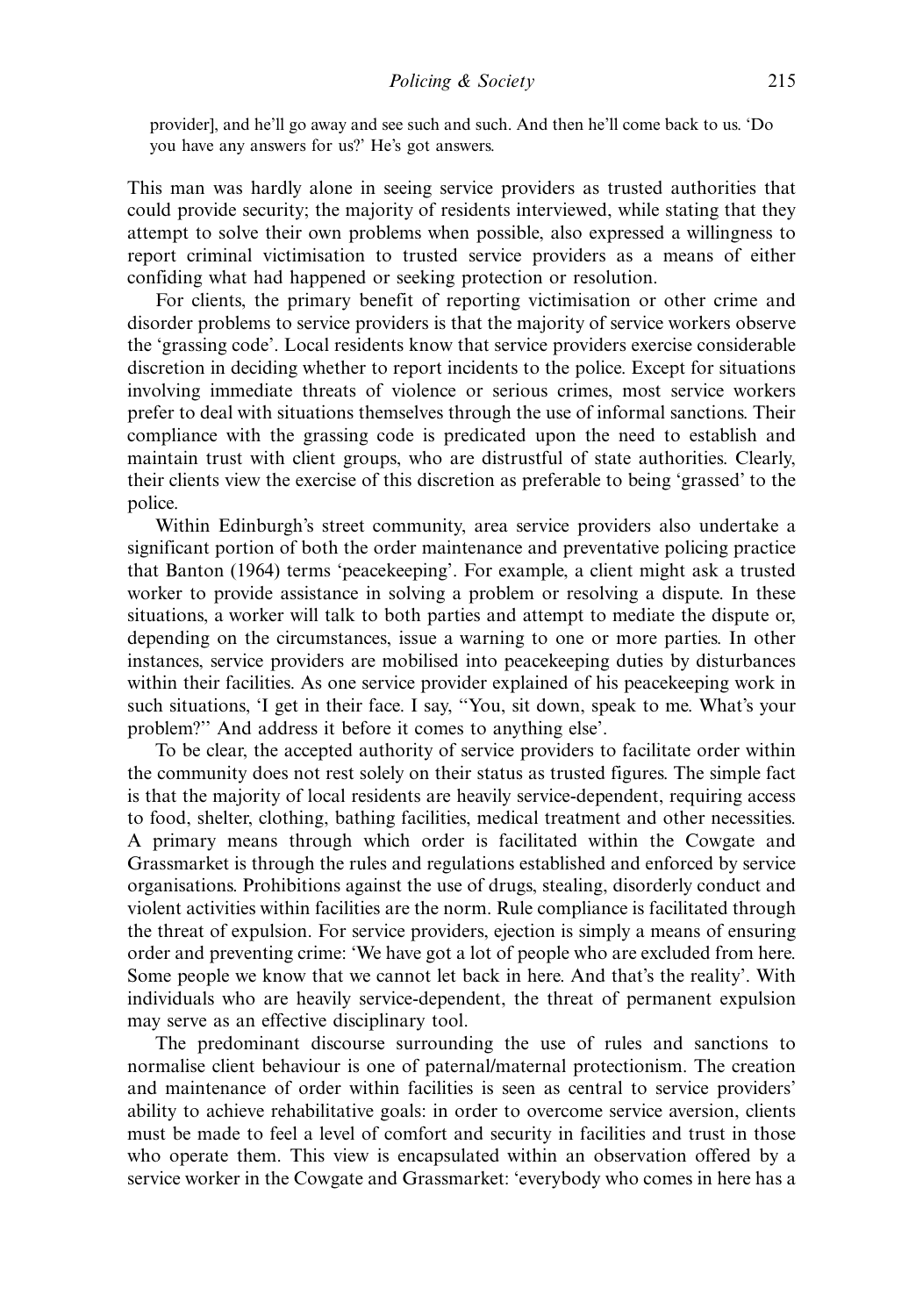provider], and he'll go away and see such and such. And then he'll come back to us. 'Do you have any answers for us?' He's got answers.

This man was hardly alone in seeing service providers as trusted authorities that could provide security; the majority of residents interviewed, while stating that they attempt to solve their own problems when possible, also expressed a willingness to report criminal victimisation to trusted service providers as a means of either confiding what had happened or seeking protection or resolution.

For clients, the primary benefit of reporting victimisation or other crime and disorder problems to service providers is that the majority of service workers observe the 'grassing code'. Local residents know that service providers exercise considerable discretion in deciding whether to report incidents to the police. Except for situations involving immediate threats of violence or serious crimes, most service workers prefer to deal with situations themselves through the use of informal sanctions. Their compliance with the grassing code is predicated upon the need to establish and maintain trust with client groups, who are distrustful of state authorities. Clearly, their clients view the exercise of this discretion as preferable to being 'grassed' to the police.

Within Edinburgh's street community, area service providers also undertake a significant portion of both the order maintenance and preventative policing practice that Banton (1964) terms 'peacekeeping'. For example, a client might ask a trusted worker to provide assistance in solving a problem or resolving a dispute. In these situations, a worker will talk to both parties and attempt to mediate the dispute or, depending on the circumstances, issue a warning to one or more parties. In other instances, service providers are mobilised into peacekeeping duties by disturbances within their facilities. As one service provider explained of his peacekeeping work in such situations, 'I get in their face. I say, "You, sit down, speak to me. What's your problem?" And address it before it comes to anything else'.

To be clear, the accepted authority of service providers to facilitate order within the community does not rest solely on their status as trusted figures. The simple fact is that the majority of local residents are heavily service-dependent, requiring access to food, shelter, clothing, bathing facilities, medical treatment and other necessities. A primary means through which order is facilitated within the Cowgate and Grassmarket is through the rules and regulations established and enforced by service organisations. Prohibitions against the use of drugs, stealing, disorderly conduct and violent activities within facilities are the norm. Rule compliance is facilitated through the threat of expulsion. For service providers, ejection is simply a means of ensuring order and preventing crime: 'We have got a lot of people who are excluded from here. Some people we know that we cannot let back in here. And that's the reality'. With individuals who are heavily service-dependent, the threat of permanent expulsion may serve as an effective disciplinary tool.

The predominant discourse surrounding the use of rules and sanctions to normalise client behaviour is one of paternal/maternal protectionism. The creation and maintenance of order within facilities is seen as central to service providers' ability to achieve rehabilitative goals: in order to overcome service aversion, clients must be made to feel a level of comfort and security in facilities and trust in those who operate them. This view is encapsulated within an observation offered by a service worker in the Cowgate and Grassmarket: 'everybody who comes in here has a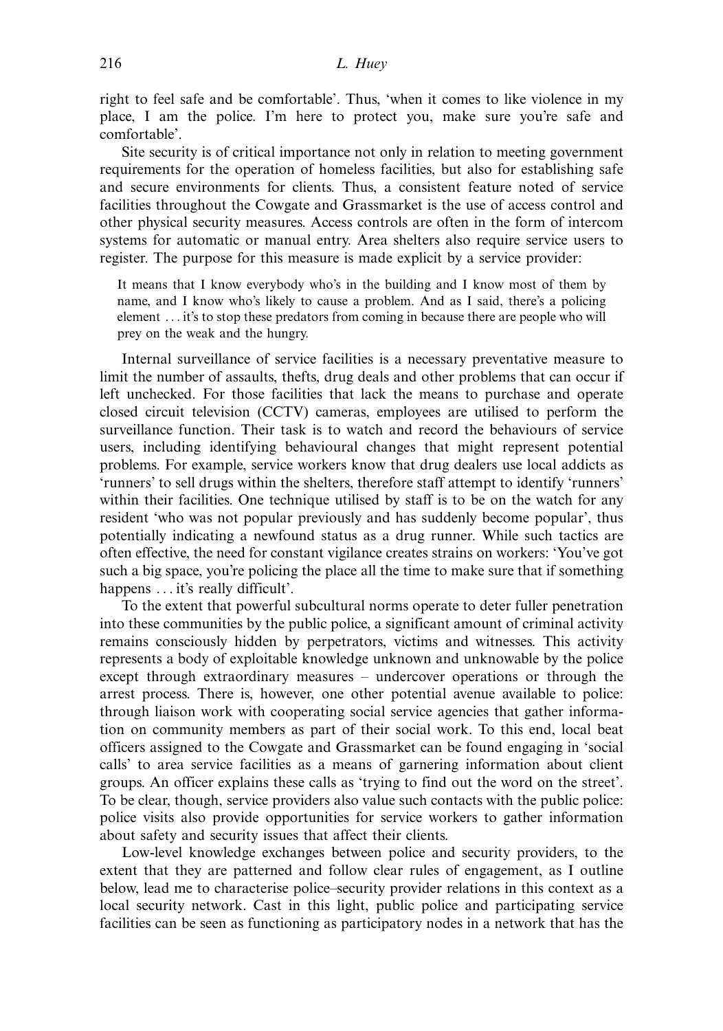right to feel safe and be comfortable'. Thus, 'when it comes to like violence in my place, I am the police. I'm here to protect you, make sure you're safe and comfortable'.

Site security is of critical importance not only in relation to meeting government requirements for the operation of homeless facilities, but also for establishing safe and secure environments for clients. Thus, a consistent feature noted of service facilities throughout the Cowgate and Grassmarket is the use of access control and other physical security measures. Access controls are often in the form of intercom systems for automatic or manual entry. Area shelters also require service users to register. The purpose for this measure is made explicit by a service provider:

> It means that I know everybody who's in the building and I know most of them by name, and I know who's likely to cause a problem. And as I said, there's a policing element . . . it's to stop these predators from coming in because there are people who will prey on the weak and the hungry.

Internal surveillance of service facilities is a necessary preventative measure to limit the number of assaults, thefts, drug deals and other problems that can occur if left unchecked. For those facilities that lack the means to purchase and operate closed circuit television (CCTV) cameras, employees are utilised to perform the surveillance function. Their task is to watch and record the behaviours of service users, including identifying behavioural changes that might represent potential problems. For example, service workers know that drug dealers use local addicts as 'runners' to sell drugs within the shelters, therefore staff attempt to identify 'runners' within their facilities. One technique utilised by staff is to be on the watch for any resident 'who was not popular previously and has suddenly become popular', thus potentially indicating a newfound status as a drug runner. While such tactics are often effective, the need for constant vigilance creates strains on workers: 'You've got such a big space, you're policing the place all the time to make sure that if something happens . . . it's really difficult'.

To the extent that powerful subcultural norms operate to deter fuller penetration into these communities by the public police, a significant amount of criminal activity remains consciously hidden by perpetrators, victims and witnesses. This activity represents a body of exploitable knowledge unknown and unknowable by the police except through extraordinary measures – undercover operations or through the arrest process. There is, however, one other potential avenue available to police: through liaison work with cooperating social service agencies that gather information on community members as part of their social work. To this end, local beat officers assigned to the Cowgate and Grassmarket can be found engaging in 'social calls' to area service facilities as a means of garnering information about client groups. An officer explains these calls as 'trying to find out the word on the street'. To be clear, though, service providers also value such contacts with the public police: police visits also provide opportunities for service workers to gather information about safety and security issues that affect their clients.

Low-level knowledge exchanges between police and security providers, to the extent that they are patterned and follow clear rules of engagement, as I outline below, lead me to characterise police–security provider relations in this context as a local security network. Cast in this light, public police and participating service facilities can be seen as functioning as participatory nodes in a network that has the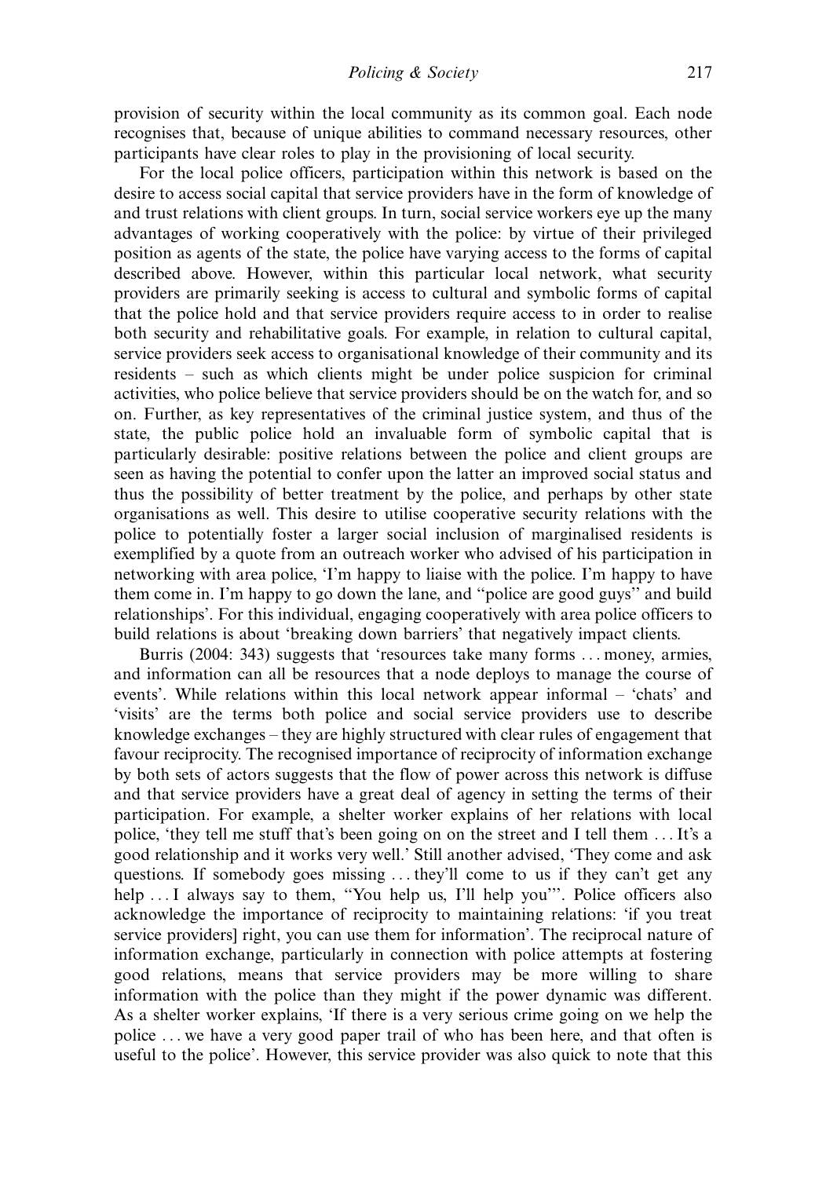provision of security within the local community as its common goal. Each node recognises that, because of unique abilities to command necessary resources, other participants have clear roles to play in the provisioning of local security.

For the local police officers, participation within this network is based on the desire to access social capital that service providers have in the form of knowledge of and trust relations with client groups. In turn, social service workers eye up the many advantages of working cooperatively with the police: by virtue of their privileged position as agents of the state, the police have varying access to the forms of capital described above. However, within this particular local network, what security providers are primarily seeking is access to cultural and symbolic forms of capital that the police hold and that service providers require access to in order to realise both security and rehabilitative goals. For example, in relation to cultural capital, service providers seek access to organisational knowledge of their community and its residents – such as which clients might be under police suspicion for criminal activities, who police believe that service providers should be on the watch for, and so on. Further, as key representatives of the criminal justice system, and thus of the state, the public police hold an invaluable form of symbolic capital that is particularly desirable: positive relations between the police and client groups are seen as having the potential to confer upon the latter an improved social status and thus the possibility of better treatment by the police, and perhaps by other state organisations as well. This desire to utilise cooperative security relations with the police to potentially foster a larger social inclusion of marginalised residents is exemplified by a quote from an outreach worker who advised of his participation in networking with area police, 'I'm happy to liaise with the police. I'm happy to have them come in. I'm happy to go down the lane, and "police are good guys" and build relationships'. For this individual, engaging cooperatively with area police officers to build relations is about 'breaking down barriers' that negatively impact clients.

Burris (2004: 343) suggests that 'resources take many forms ... money, armies, and information can all be resources that a node deploys to manage the course of events'. While relations within this local network appear informal – 'chats' and 'visits' are the terms both police and social service providers use to describe knowledge exchanges – they are highly structured with clear rules of engagement that favour reciprocity. The recognised importance of reciprocity of information exchange by both sets of actors suggests that the flow of power across this network is diffuse and that service providers have a great deal of agency in setting the terms of their participation. For example, a shelter worker explains of her relations with local police, 'they tell me stuff that's been going on on the street and I tell them ... It's a good relationship and it works very well.' Still another advised, 'They come and ask questions. If somebody goes missing ... they'll come to us if they can't get any help ... I always say to them, "You help us, I'll help you"'. Police officers also acknowledge the importance of reciprocity to maintaining relations: 'if you treat service providers] right, you can use them for information'. The reciprocal nature of information exchange, particularly in connection with police attempts at fostering good relations, means that service providers may be more willing to share information with the police than they might if the power dynamic was different. As a shelter worker explains, 'If there is a very serious crime going on we help the police ... we have a very good paper trail of who has been here, and that often is useful to the police'. However, this service provider was also quick to note that this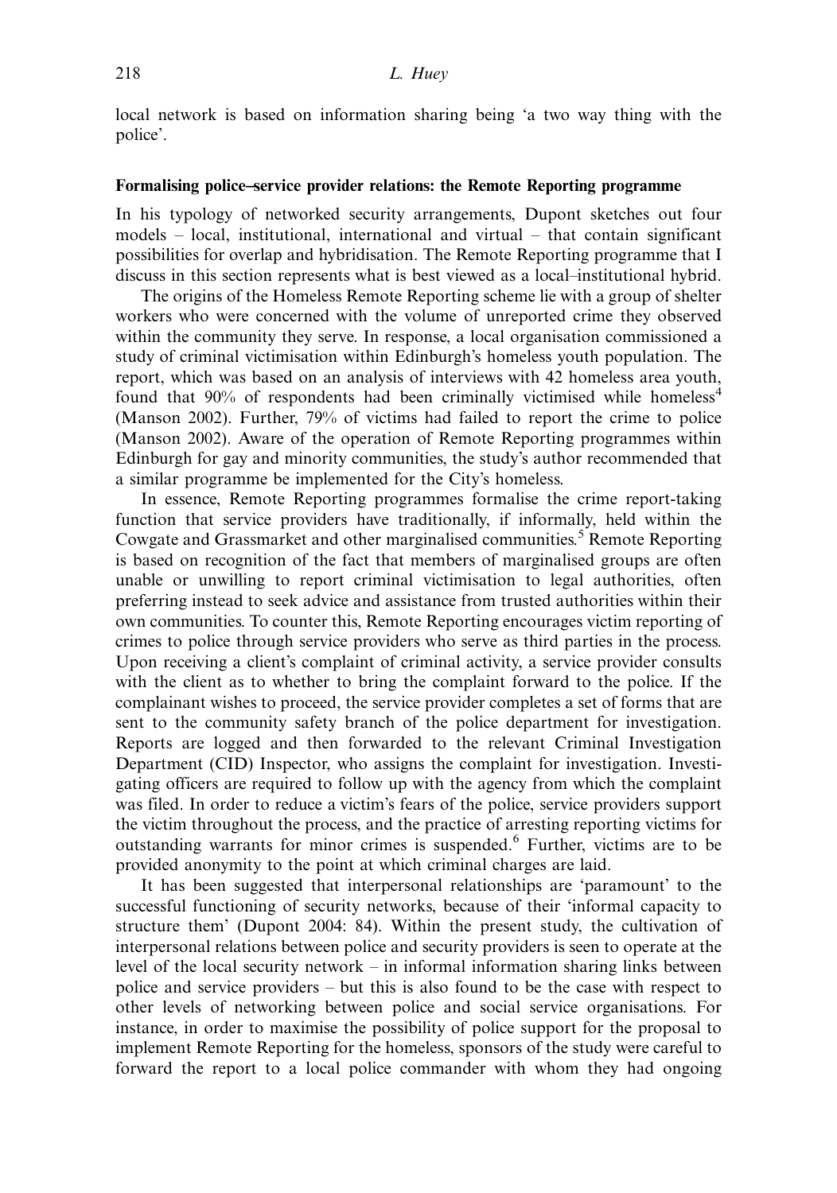local network is based on information sharing being 'a two way thing with the police'.

### Formalising police–service provider relations: the Remote Reporting programme

In his typology of networked security arrangements, Dupont sketches out four models – local, institutional, international and virtual – that contain significant possibilities for overlap and hybridisation. The Remote Reporting programme that I discuss in this section represents what is best viewed as a local–institutional hybrid.

The origins of the Homeless Remote Reporting scheme lie with a group of shelter workers who were concerned with the volume of unreported crime they observed within the community they serve. In response, a local organisation commissioned a study of criminal victimisation within Edinburgh's homeless youth population. The report, which was based on an analysis of interviews with 42 homeless area youth, found that 90% of respondents had been criminally victimised while homeless[4] (Manson 2002). Further, 79% of victims had failed to report the crime to police (Manson 2002). Aware of the operation of Remote Reporting programmes within Edinburgh for gay and minority communities, the study's author recommended that a similar programme be implemented for the City's homeless.

In essence, Remote Reporting programmes formalise the crime report-taking function that service providers have traditionally, if informally, held within the Cowgate and Grassmarket and other marginalised communities.[5] Remote Reporting is based on recognition of the fact that members of marginalised groups are often unable or unwilling to report criminal victimisation to legal authorities, often preferring instead to seek advice and assistance from trusted authorities within their own communities. To counter this, Remote Reporting encourages victim reporting of crimes to police through service providers who serve as third parties in the process. Upon receiving a client's complaint of criminal activity, a service provider consults with the client as to whether to bring the complaint forward to the police. If the complainant wishes to proceed, the service provider completes a set of forms that are sent to the community safety branch of the police department for investigation. Reports are logged and then forwarded to the relevant Criminal Investigation Department (CID) Inspector, who assigns the complaint for investigation. Investigating officers are required to follow up with the agency from which the complaint was filed. In order to reduce a victim's fears of the police, service providers support the victim throughout the process, and the practice of arresting reporting victims for outstanding warrants for minor crimes is suspended.[6] Further, victims are to be provided anonymity to the point at which criminal charges are laid.

It has been suggested that interpersonal relationships are 'paramount' to the successful functioning of security networks, because of their 'informal capacity to structure them' (Dupont 2004: 84). Within the present study, the cultivation of interpersonal relations between police and security providers is seen to operate at the level of the local security network – in informal information sharing links between police and service providers – but this is also found to be the case with respect to other levels of networking between police and social service organisations. For instance, in order to maximise the possibility of police support for the proposal to implement Remote Reporting for the homeless, sponsors of the study were careful to forward the report to a local police commander with whom they had ongoing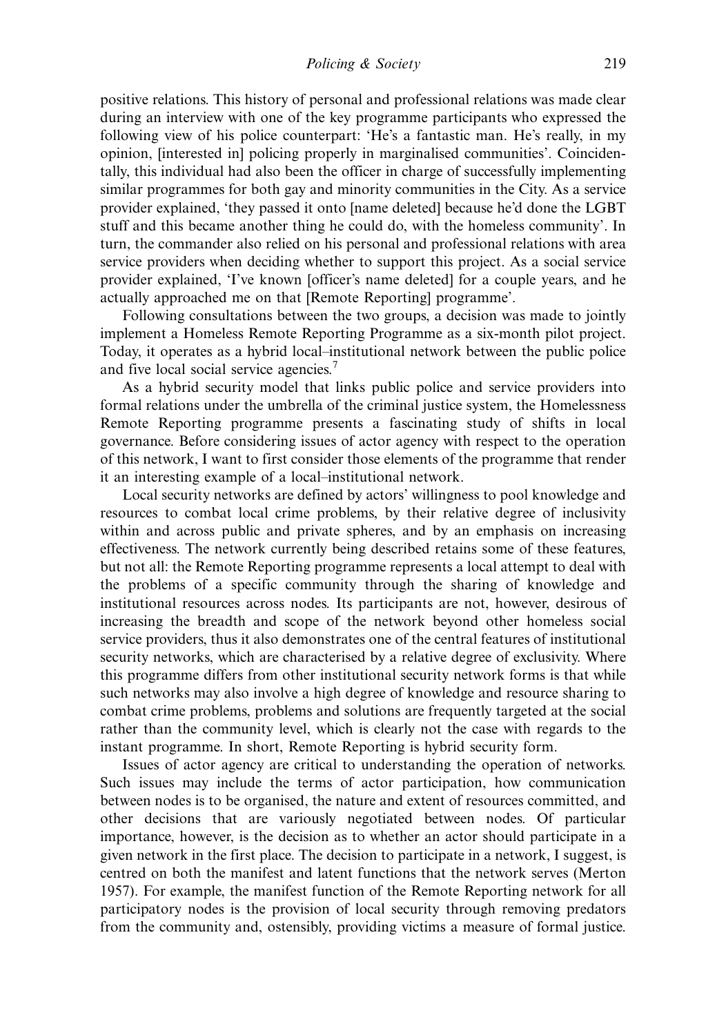positive relations. This history of personal and professional relations was made clear during an interview with one of the key programme participants who expressed the following view of his police counterpart: 'He's a fantastic man. He's really, in my opinion, [interested in] policing properly in marginalised communities'. Coincidentally, this individual had also been the officer in charge of successfully implementing similar programmes for both gay and minority communities in the City. As a service provider explained, 'they passed it onto [name deleted] because he'd done the LGBT stuff and this became another thing he could do, with the homeless community'. In turn, the commander also relied on his personal and professional relations with area service providers when deciding whether to support this project. As a social service provider explained, 'I've known [officer's name deleted] for a couple years, and he actually approached me on that [Remote Reporting] programme'.

Following consultations between the two groups, a decision was made to jointly implement a Homeless Remote Reporting Programme as a six-month pilot project. Today, it operates as a hybrid local–institutional network between the public police and five local social service agencies.[7]

As a hybrid security model that links public police and service providers into formal relations under the umbrella of the criminal justice system, the Homelessness Remote Reporting programme presents a fascinating study of shifts in local governance. Before considering issues of actor agency with respect to the operation of this network, I want to first consider those elements of the programme that render it an interesting example of a local–institutional network.

Local security networks are defined by actors' willingness to pool knowledge and resources to combat local crime problems, by their relative degree of inclusivity within and across public and private spheres, and by an emphasis on increasing effectiveness. The network currently being described retains some of these features, but not all: the Remote Reporting programme represents a local attempt to deal with the problems of a specific community through the sharing of knowledge and institutional resources across nodes. Its participants are not, however, desirous of increasing the breadth and scope of the network beyond other homeless social service providers, thus it also demonstrates one of the central features of institutional security networks, which are characterised by a relative degree of exclusivity. Where this programme differs from other institutional security network forms is that while such networks may also involve a high degree of knowledge and resource sharing to combat crime problems, problems and solutions are frequently targeted at the social rather than the community level, which is clearly not the case with regards to the instant programme. In short, Remote Reporting is hybrid security form.

Issues of actor agency are critical to understanding the operation of networks. Such issues may include the terms of actor participation, how communication between nodes is to be organised, the nature and extent of resources committed, and other decisions that are variously negotiated between nodes. Of particular importance, however, is the decision as to whether an actor should participate in a given network in the first place. The decision to participate in a network, I suggest, is centred on both the manifest and latent functions that the network serves (Merton 1957). For example, the manifest function of the Remote Reporting network for all participatory nodes is the provision of local security through removing predators from the community and, ostensibly, providing victims a measure of formal justice.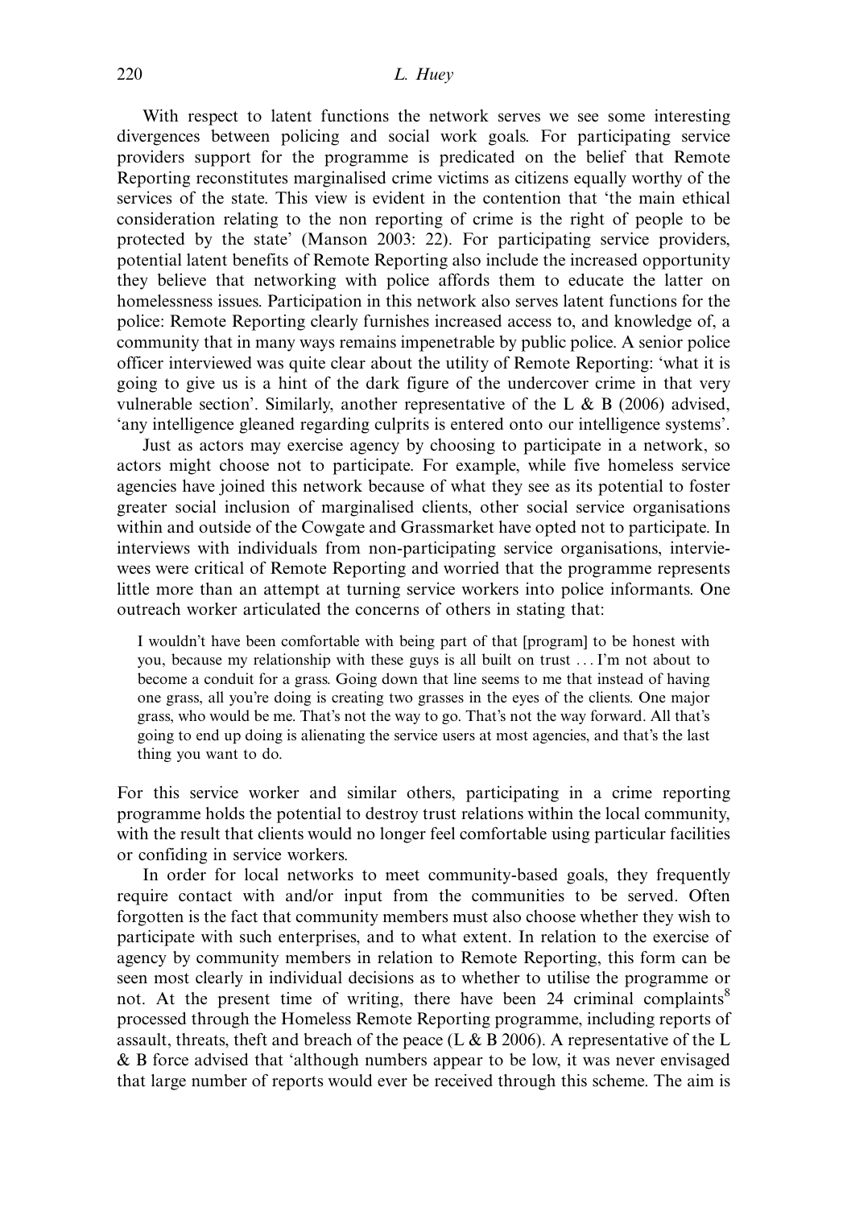With respect to latent functions the network serves we see some interesting divergences between policing and social work goals. For participating service providers support for the programme is predicated on the belief that Remote Reporting reconstitutes marginalised crime victims as citizens equally worthy of the services of the state. This view is evident in the contention that 'the main ethical consideration relating to the non reporting of crime is the right of people to be protected by the state' (Manson 2003: 22). For participating service providers, potential latent benefits of Remote Reporting also include the increased opportunity they believe that networking with police affords them to educate the latter on homelessness issues. Participation in this network also serves latent functions for the police: Remote Reporting clearly furnishes increased access to, and knowledge of, a community that in many ways remains impenetrable by public police. A senior police officer interviewed was quite clear about the utility of Remote Reporting: 'what it is going to give us is a hint of the dark figure of the undercover crime in that very vulnerable section'. Similarly, another representative of the L & B (2006) advised, 'any intelligence gleaned regarding culprits is entered onto our intelligence systems'.

Just as actors may exercise agency by choosing to participate in a network, so actors might choose not to participate. For example, while five homeless service agencies have joined this network because of what they see as its potential to foster greater social inclusion of marginalised clients, other social service organisations within and outside of the Cowgate and Grassmarket have opted not to participate. In interviews with individuals from non-participating service organisations, interviewees were critical of Remote Reporting and worried that the programme represents little more than an attempt at turning service workers into police informants. One outreach worker articulated the concerns of others in stating that:

> I wouldn't have been comfortable with being part of that [program] to be honest with you, because my relationship with these guys is all built on trust ... I'm not about to become a conduit for a grass. Going down that line seems to me that instead of having one grass, all you're doing is creating two grasses in the eyes of the clients. One major grass, who would be me. That's not the way to go. That's not the way forward. All that's going to end up doing is alienating the service users at most agencies, and that's the last thing you want to do.

For this service worker and similar others, participating in a crime reporting programme holds the potential to destroy trust relations within the local community, with the result that clients would no longer feel comfortable using particular facilities or confiding in service workers.

In order for local networks to meet community-based goals, they frequently require contact with and/or input from the communities to be served. Often forgotten is the fact that community members must also choose whether they wish to participate with such enterprises, and to what extent. In relation to the exercise of agency by community members in relation to Remote Reporting, this form can be seen most clearly in individual decisions as to whether to utilise the programme or not. At the present time of writing, there have been 24 criminal complaints[8] processed through the Homeless Remote Reporting programme, including reports of assault, threats, theft and breach of the peace (L & B 2006). A representative of the L & B force advised that 'although numbers appear to be low, it was never envisaged that large number of reports would ever be received through this scheme. The aim is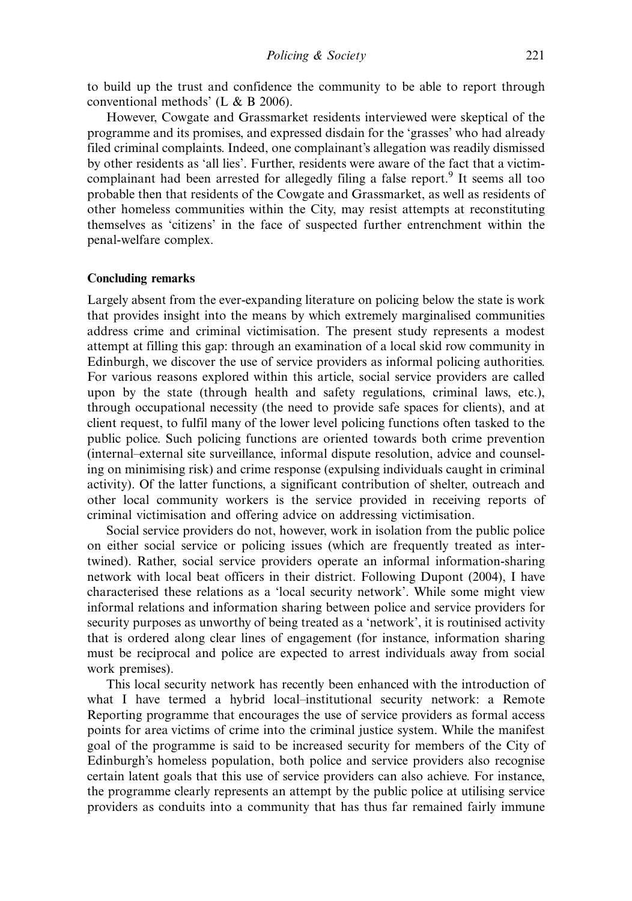to build up the trust and confidence the community to be able to report through conventional methods' (L & B 2006).

However, Cowgate and Grassmarket residents interviewed were skeptical of the programme and its promises, and expressed disdain for the 'grasses' who had already filed criminal complaints. Indeed, one complainant's allegation was readily dismissed by other residents as 'all lies'. Further, residents were aware of the fact that a victim-complainant had been arrested for allegedly filing a false report.[9] It seems all too probable then that residents of the Cowgate and Grassmarket, as well as residents of other homeless communities within the City, may resist attempts at reconstituting themselves as 'citizens' in the face of suspected further entrenchment within the penal-welfare complex.

## Concluding remarks

Largely absent from the ever-expanding literature on policing below the state is work that provides insight into the means by which extremely marginalised communities address crime and criminal victimisation. The present study represents a modest attempt at filling this gap: through an examination of a local skid row community in Edinburgh, we discover the use of service providers as informal policing authorities. For various reasons explored within this article, social service providers are called upon by the state (through health and safety regulations, criminal laws, etc.), through occupational necessity (the need to provide safe spaces for clients), and at client request, to fulfil many of the lower level policing functions often tasked to the public police. Such policing functions are oriented towards both crime prevention (internal–external site surveillance, informal dispute resolution, advice and counseling on minimising risk) and crime response (expulsing individuals caught in criminal activity). Of the latter functions, a significant contribution of shelter, outreach and other local community workers is the service provided in receiving reports of criminal victimisation and offering advice on addressing victimisation.

Social service providers do not, however, work in isolation from the public police on either social service or policing issues (which are frequently treated as intertwined). Rather, social service providers operate an informal information-sharing network with local beat officers in their district. Following Dupont (2004), I have characterised these relations as a 'local security network'. While some might view informal relations and information sharing between police and service providers for security purposes as unworthy of being treated as a 'network', it is routinised activity that is ordered along clear lines of engagement (for instance, information sharing must be reciprocal and police are expected to arrest individuals away from social work premises).

This local security network has recently been enhanced with the introduction of what I have termed a hybrid local–institutional security network: a Remote Reporting programme that encourages the use of service providers as formal access points for area victims of crime into the criminal justice system. While the manifest goal of the programme is said to be increased security for members of the City of Edinburgh's homeless population, both police and service providers also recognise certain latent goals that this use of service providers can also achieve. For instance, the programme clearly represents an attempt by the public police at utilising service providers as conduits into a community that has thus far remained fairly immune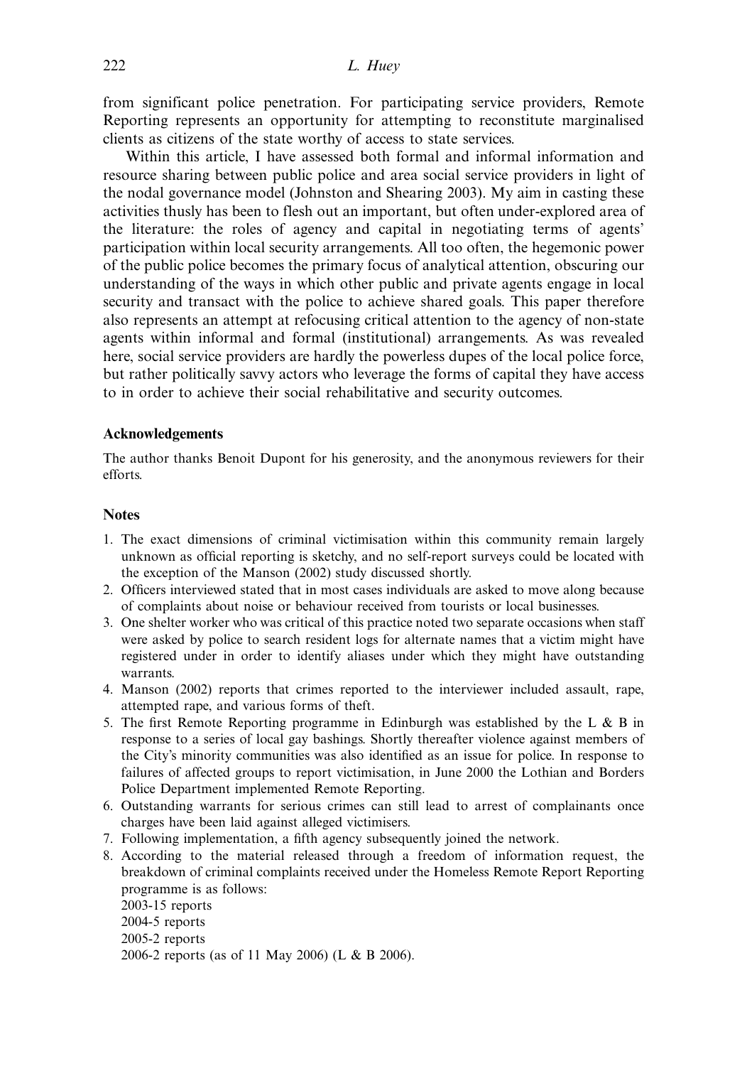from significant police penetration. For participating service providers, Remote Reporting represents an opportunity for attempting to reconstitute marginalised clients as citizens of the state worthy of access to state services.

Within this article, I have assessed both formal and informal information and resource sharing between public police and area social service providers in light of the nodal governance model (Johnston and Shearing 2003). My aim in casting these activities thusly has been to flesh out an important, but often under-explored area of the literature: the roles of agency and capital in negotiating terms of agents' participation within local security arrangements. All too often, the hegemonic power of the public police becomes the primary focus of analytical attention, obscuring our understanding of the ways in which other public and private agents engage in local security and transact with the police to achieve shared goals. This paper therefore also represents an attempt at refocusing critical attention to the agency of non-state agents within informal and formal (institutional) arrangements. As was revealed here, social service providers are hardly the powerless dupes of the local police force, but rather politically savvy actors who leverage the forms of capital they have access to in order to achieve their social rehabilitative and security outcomes.

### Acknowledgements

The author thanks Benoit Dupont for his generosity, and the anonymous reviewers for their efforts.

### Notes

1. The exact dimensions of criminal victimisation within this community remain largely unknown as official reporting is sketchy, and no self-report surveys could be located with the exception of the Manson (2002) study discussed shortly.
2. Officers interviewed stated that in most cases individuals are asked to move along because of complaints about noise or behaviour received from tourists or local businesses.
3. One shelter worker who was critical of this practice noted two separate occasions when staff were asked by police to search resident logs for alternate names that a victim might have registered under in order to identify aliases under which they might have outstanding warrants.
4. Manson (2002) reports that crimes reported to the interviewer included assault, rape, attempted rape, and various forms of theft.
5. The first Remote Reporting programme in Edinburgh was established by the L & B in response to a series of local gay bashings. Shortly thereafter violence against members of the City's minority communities was also identified as an issue for police. In response to failures of affected groups to report victimisation, in June 2000 the Lothian and Borders Police Department implemented Remote Reporting.
6. Outstanding warrants for serious crimes can still lead to arrest of complainants once charges have been laid against alleged victimisers.
7. Following implementation, a fifth agency subsequently joined the network.
8. According to the material released through a freedom of information request, the breakdown of criminal complaints received under the Homeless Remote Report Reporting programme is as follows:
   2003-15 reports
   2004-5 reports
   2005-2 reports
   2006-2 reports (as of 11 May 2006) (L & B 2006).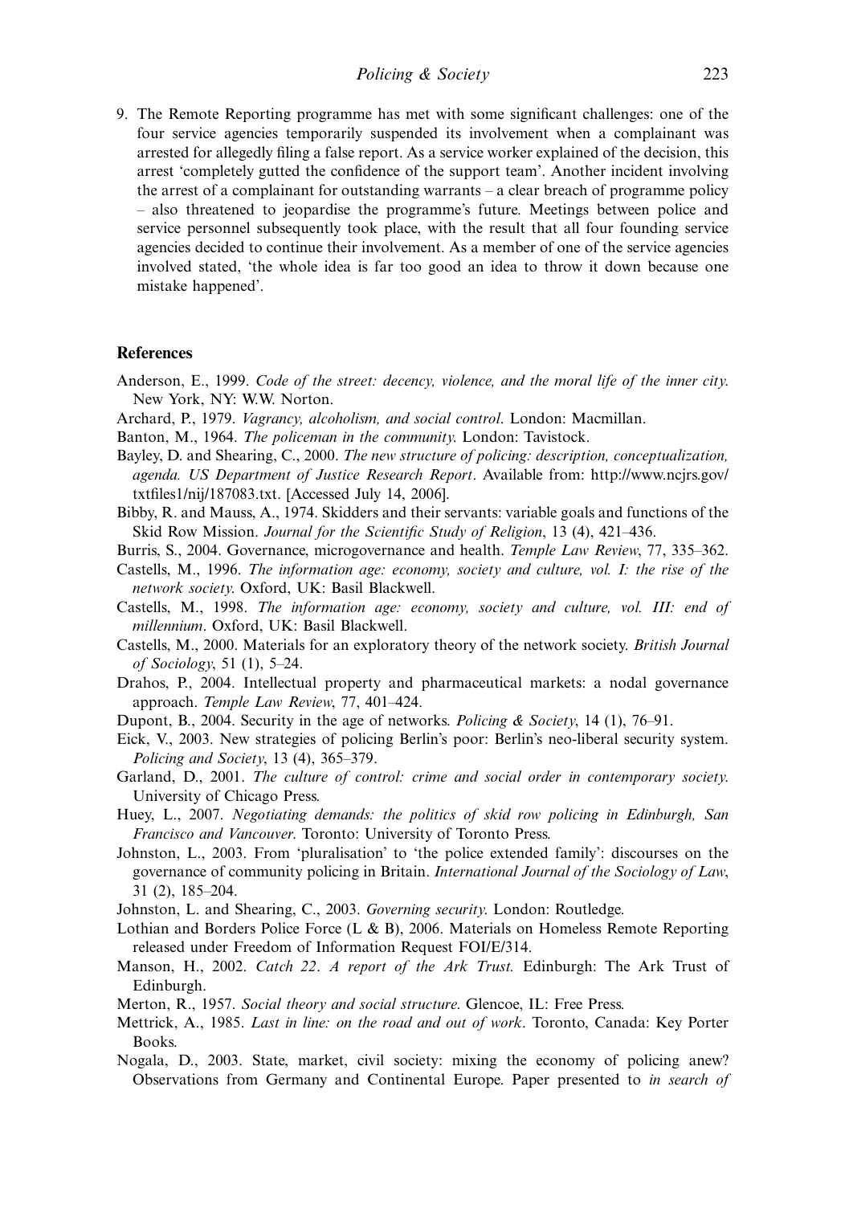9. The Remote Reporting programme has met with some significant challenges: one of the four service agencies temporarily suspended its involvement when a complainant was arrested for allegedly filing a false report. As a service worker explained of the decision, this arrest 'completely gutted the confidence of the support team'. Another incident involving the arrest of a complainant for outstanding warrants – a clear breach of programme policy – also threatened to jeopardise the programme's future. Meetings between police and service personnel subsequently took place, with the result that all four founding service agencies decided to continue their involvement. As a member of one of the service agencies involved stated, 'the whole idea is far too good an idea to throw it down because one mistake happened'.

## References

Anderson, E., 1999. *Code of the street: decency, violence, and the moral life of the inner city*. New York, NY: W.W. Norton.

Archard, P., 1979. *Vagrancy, alcoholism, and social control*. London: Macmillan.

Banton, M., 1964. *The policeman in the community*. London: Tavistock.

Bayley, D. and Shearing, C., 2000. *The new structure of policing: description, conceptualization, agenda. US Department of Justice Research Report*. Available from: http://www.ncjrs.gov/txtfiles1/nij/187083.txt. [Accessed July 14, 2006].

Bibby, R. and Mauss, A., 1974. Skidders and their servants: variable goals and functions of the Skid Row Mission. *Journal for the Scientific Study of Religion*, 13 (4), 421–436.

Burris, S., 2004. Governance, microgovernance and health. *Temple Law Review*, 77, 335–362.

Castells, M., 1996. *The information age: economy, society and culture, vol. I: the rise of the network society*. Oxford, UK: Basil Blackwell.

Castells, M., 1998. *The information age: economy, society and culture, vol. III: end of millennium*. Oxford, UK: Basil Blackwell.

Castells, M., 2000. Materials for an exploratory theory of the network society. *British Journal of Sociology*, 51 (1), 5–24.

Drahos, P., 2004. Intellectual property and pharmaceutical markets: a nodal governance approach. *Temple Law Review*, 77, 401–424.

Dupont, B., 2004. Security in the age of networks. *Policing & Society*, 14 (1), 76–91.

Eick, V., 2003. New strategies of policing Berlin's poor: Berlin's neo-liberal security system. *Policing and Society*, 13 (4), 365–379.

Garland, D., 2001. *The culture of control: crime and social order in contemporary society*. University of Chicago Press.

Huey, L., 2007. *Negotiating demands: the politics of skid row policing in Edinburgh, San Francisco and Vancouver*. Toronto: University of Toronto Press.

Johnston, L., 2003. From 'pluralisation' to 'the police extended family': discourses on the governance of community policing in Britain. *International Journal of the Sociology of Law*, 31 (2), 185–204.

Johnston, L. and Shearing, C., 2003. *Governing security*. London: Routledge.

Lothian and Borders Police Force (L & B), 2006. Materials on Homeless Remote Reporting released under Freedom of Information Request FOI/E/314.

Manson, H., 2002. *Catch 22. A report of the Ark Trust.* Edinburgh: The Ark Trust of Edinburgh.

Merton, R., 1957. *Social theory and social structure*. Glencoe, IL: Free Press.

Mettrick, A., 1985. *Last in line: on the road and out of work*. Toronto, Canada: Key Porter Books.

Nogala, D., 2003. State, market, civil society: mixing the economy of policing anew? Observations from Germany and Continental Europe. Paper presented to *in search of*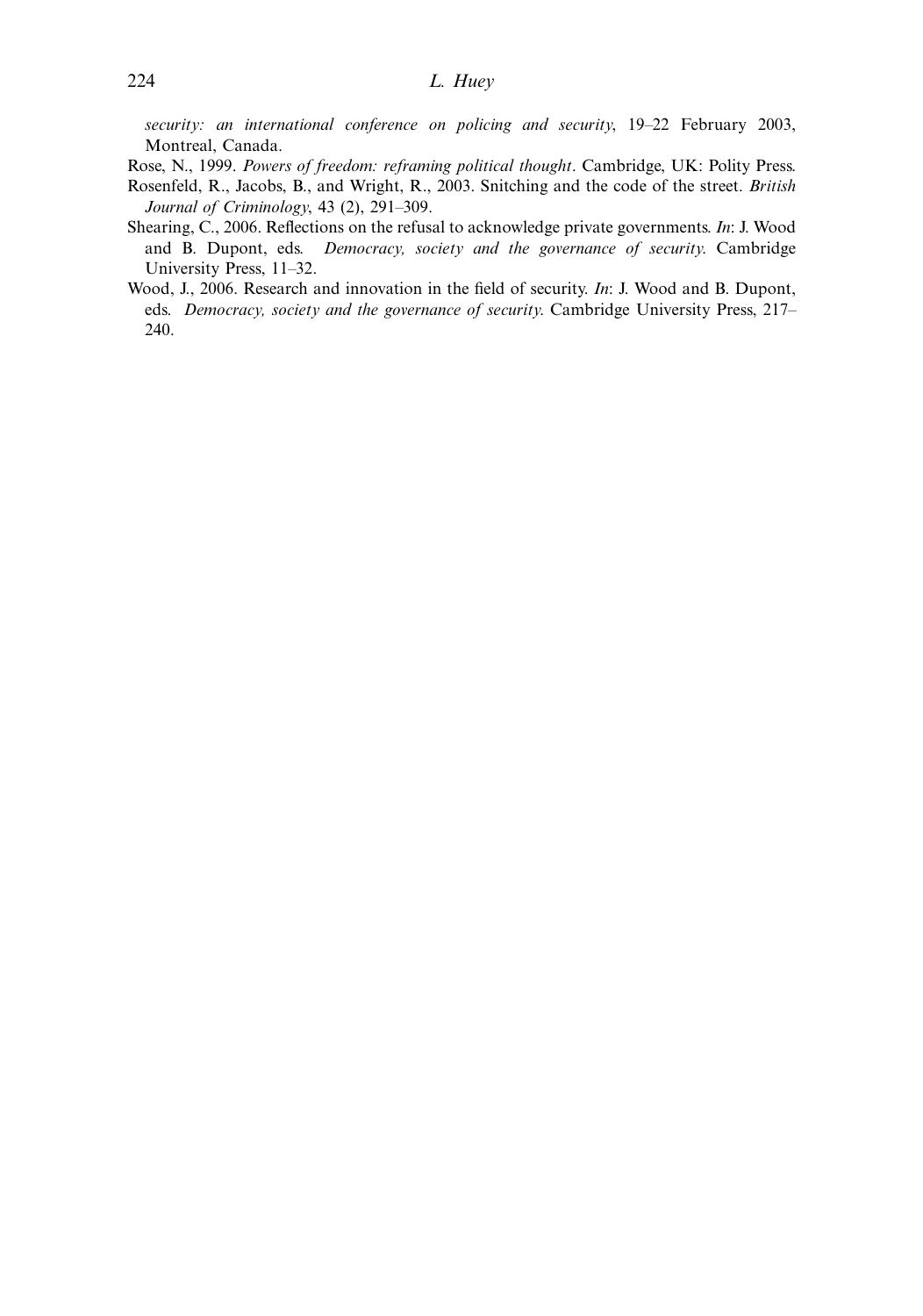*security: an international conference on policing and security*, 19–22 February 2003, Montreal, Canada.

Rose, N., 1999. *Powers of freedom: reframing political thought*. Cambridge, UK: Polity Press.

Rosenfeld, R., Jacobs, B., and Wright, R., 2003. Snitching and the code of the street. *British Journal of Criminology*, 43 (2), 291–309.

Shearing, C., 2006. Reflections on the refusal to acknowledge private governments. *In*: J. Wood and B. Dupont, eds. *Democracy, society and the governance of security*. Cambridge University Press, 11–32.

Wood, J., 2006. Research and innovation in the field of security. *In*: J. Wood and B. Dupont, eds. *Democracy, society and the governance of security*. Cambridge University Press, 217–240.